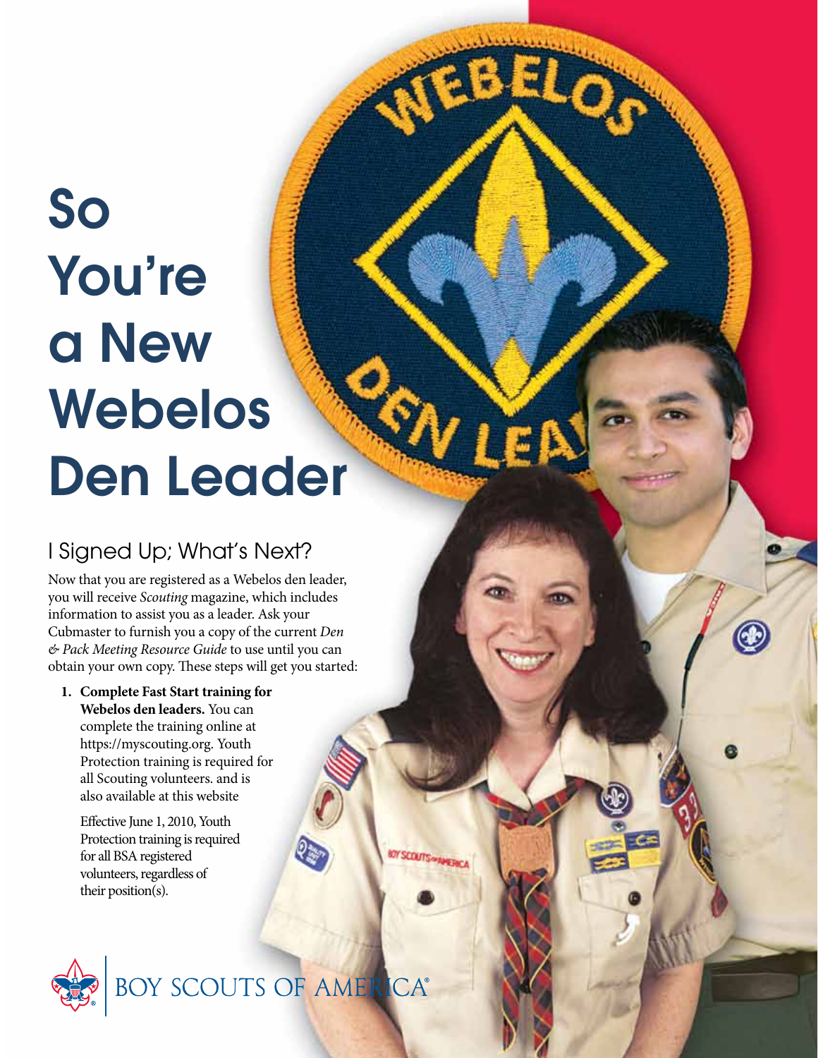# So You're a New Webelos Den Leader

## I Signed Up; What's Next?

Now that you are registered as a Webelos den leader, you will receive *Scouting* magazine, which includes information to assist you as a leader. Ask your Cubmaster to furnish you a copy of the current *Den & Pack Meeting Resource Guide* to use until you can obtain your own copy. These steps will get you started:

1. **Complete Fast Start training for Webelos den leaders.** You can complete the training online at https://myscouting.org. Youth Protection training is required for all Scouting volunteers. and is also available at this website

   Effective June 1, 2010, Youth Protection training is required for all BSA registered volunteers, regardless of their position(s).

BOY SCOUTS OF AMERICA®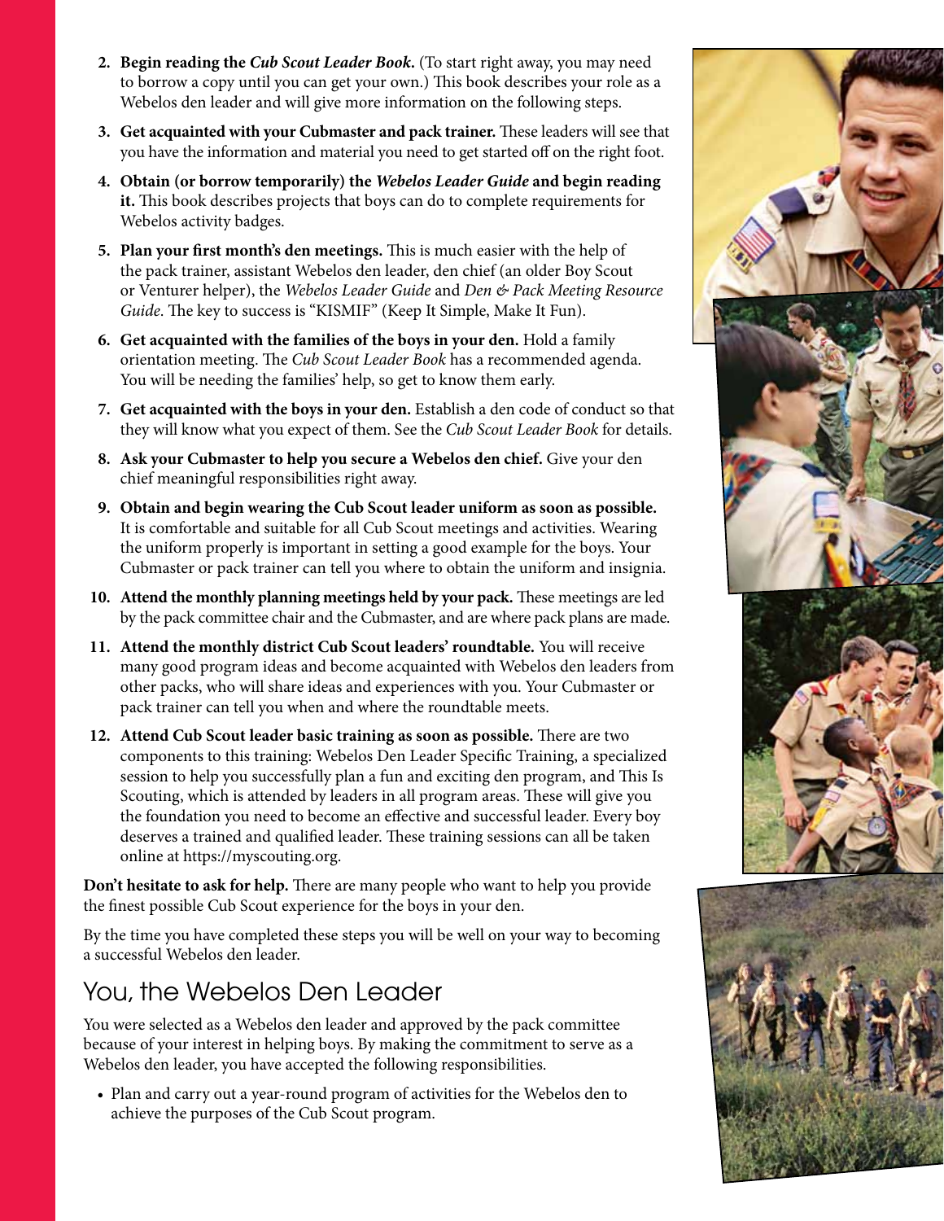2. **Begin reading the *Cub Scout Leader Book.*** (To start right away, you may need to borrow a copy until you can get your own.) This book describes your role as a Webelos den leader and will give more information on the following steps.
3. **Get acquainted with your Cubmaster and pack trainer.** These leaders will see that you have the information and material you need to get started off on the right foot.
4. **Obtain (or borrow temporarily) the *Webelos Leader Guide* and begin reading it.** This book describes projects that boys can do to complete requirements for Webelos activity badges.
5. **Plan your first month's den meetings.** This is much easier with the help of the pack trainer, assistant Webelos den leader, den chief (an older Boy Scout or Venturer helper), the *Webelos Leader Guide* and *Den & Pack Meeting Resource Guide*. The key to success is "KISMIF" (Keep It Simple, Make It Fun).
6. **Get acquainted with the families of the boys in your den.** Hold a family orientation meeting. The *Cub Scout Leader Book* has a recommended agenda. You will be needing the families' help, so get to know them early.
7. **Get acquainted with the boys in your den.** Establish a den code of conduct so that they will know what you expect of them. See the *Cub Scout Leader Book* for details.
8. **Ask your Cubmaster to help you secure a Webelos den chief.** Give your den chief meaningful responsibilities right away.
9. **Obtain and begin wearing the Cub Scout leader uniform as soon as possible.** It is comfortable and suitable for all Cub Scout meetings and activities. Wearing the uniform properly is important in setting a good example for the boys. Your Cubmaster or pack trainer can tell you where to obtain the uniform and insignia.
10. **Attend the monthly planning meetings held by your pack.** These meetings are led by the pack committee chair and the Cubmaster, and are where pack plans are made.
11. **Attend the monthly district Cub Scout leaders' roundtable.** You will receive many good program ideas and become acquainted with Webelos den leaders from other packs, who will share ideas and experiences with you. Your Cubmaster or pack trainer can tell you when and where the roundtable meets.
12. **Attend Cub Scout leader basic training as soon as possible.** There are two components to this training: Webelos Den Leader Specific Training, a specialized session to help you successfully plan a fun and exciting den program, and This Is Scouting, which is attended by leaders in all program areas. These will give you the foundation you need to become an effective and successful leader. Every boy deserves a trained and qualified leader. These training sessions can all be taken online at https://myscouting.org.

**Don't hesitate to ask for help.** There are many people who want to help you provide the finest possible Cub Scout experience for the boys in your den.

By the time you have completed these steps you will be well on your way to becoming a successful Webelos den leader.

## You, the Webelos Den Leader

You were selected as a Webelos den leader and approved by the pack committee because of your interest in helping boys. By making the commitment to serve as a Webelos den leader, you have accepted the following responsibilities.

- Plan and carry out a year-round program of activities for the Webelos den to achieve the purposes of the Cub Scout program.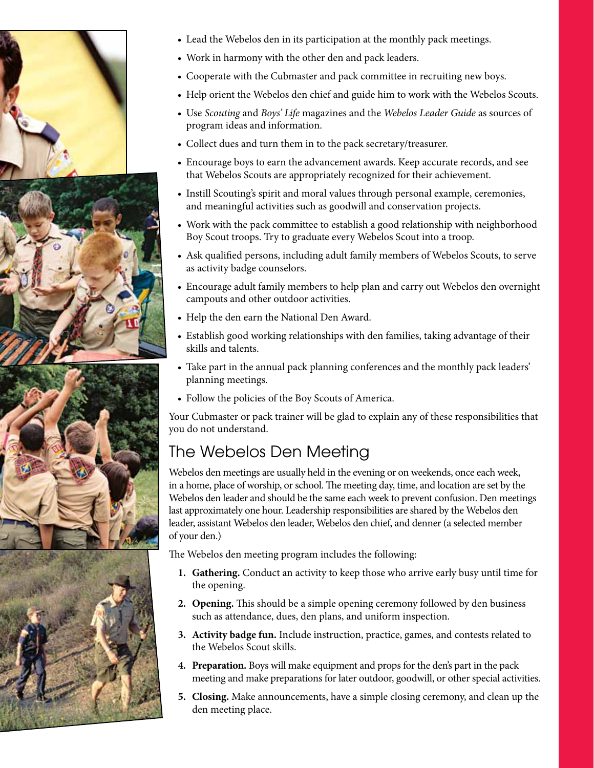- Lead the Webelos den in its participation at the monthly pack meetings.
- Work in harmony with the other den and pack leaders.
- Cooperate with the Cubmaster and pack committee in recruiting new boys.
- Help orient the Webelos den chief and guide him to work with the Webelos Scouts.
- Use *Scouting* and *Boys' Life* magazines and the *Webelos Leader Guide* as sources of program ideas and information.
- Collect dues and turn them in to the pack secretary/treasurer.
- Encourage boys to earn the advancement awards. Keep accurate records, and see that Webelos Scouts are appropriately recognized for their achievement.
- Instill Scouting's spirit and moral values through personal example, ceremonies, and meaningful activities such as goodwill and conservation projects.
- Work with the pack committee to establish a good relationship with neighborhood Boy Scout troops. Try to graduate every Webelos Scout into a troop.
- Ask qualified persons, including adult family members of Webelos Scouts, to serve as activity badge counselors.
- Encourage adult family members to help plan and carry out Webelos den overnight campouts and other outdoor activities.
- Help the den earn the National Den Award.
- Establish good working relationships with den families, taking advantage of their skills and talents.
- Take part in the annual pack planning conferences and the monthly pack leaders' planning meetings.
- Follow the policies of the Boy Scouts of America.

Your Cubmaster or pack trainer will be glad to explain any of these responsibilities that you do not understand.

## The Webelos Den Meeting

Webelos den meetings are usually held in the evening or on weekends, once each week, in a home, place of worship, or school. The meeting day, time, and location are set by the Webelos den leader and should be the same each week to prevent confusion. Den meetings last approximately one hour. Leadership responsibilities are shared by the Webelos den leader, assistant Webelos den leader, Webelos den chief, and denner (a selected member of your den.)

The Webelos den meeting program includes the following:

1. **Gathering.** Conduct an activity to keep those who arrive early busy until time for the opening.
2. **Opening.** This should be a simple opening ceremony followed by den business such as attendance, dues, den plans, and uniform inspection.
3. **Activity badge fun.** Include instruction, practice, games, and contests related to the Webelos Scout skills.
4. **Preparation.** Boys will make equipment and props for the den's part in the pack meeting and make preparations for later outdoor, goodwill, or other special activities.
5. **Closing.** Make announcements, have a simple closing ceremony, and clean up the den meeting place.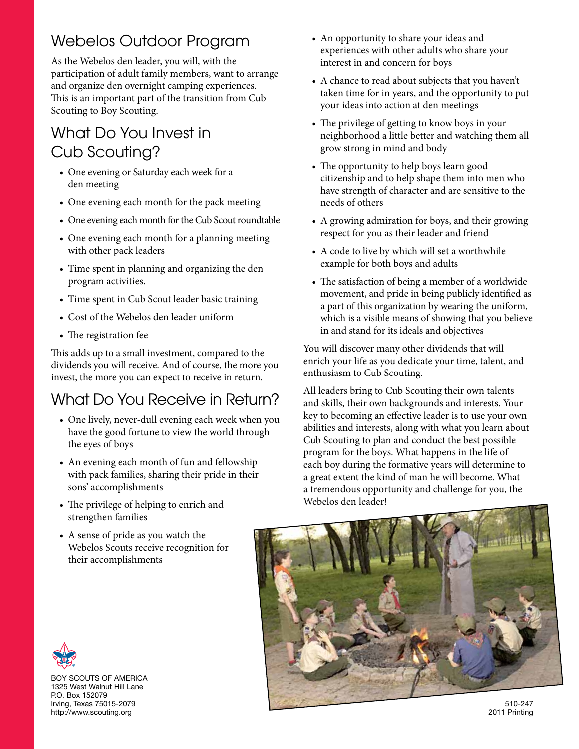## Webelos Outdoor Program

As the Webelos den leader, you will, with the participation of adult family members, want to arrange and organize den overnight camping experiences. This is an important part of the transition from Cub Scouting to Boy Scouting.

## What Do You Invest in Cub Scouting?

- One evening or Saturday each week for a den meeting
- One evening each month for the pack meeting
- One evening each month for the Cub Scout roundtable
- One evening each month for a planning meeting with other pack leaders
- Time spent in planning and organizing the den program activities.
- Time spent in Cub Scout leader basic training
- Cost of the Webelos den leader uniform
- The registration fee

This adds up to a small investment, compared to the dividends you will receive. And of course, the more you invest, the more you can expect to receive in return.

## What Do You Receive in Return?

- One lively, never-dull evening each week when you have the good fortune to view the world through the eyes of boys
- An evening each month of fun and fellowship with pack families, sharing their pride in their sons' accomplishments
- The privilege of helping to enrich and strengthen families
- A sense of pride as you watch the Webelos Scouts receive recognition for their accomplishments
- An opportunity to share your ideas and experiences with other adults who share your interest in and concern for boys
- A chance to read about subjects that you haven't taken time for in years, and the opportunity to put your ideas into action at den meetings
- The privilege of getting to know boys in your neighborhood a little better and watching them all grow strong in mind and body
- The opportunity to help boys learn good citizenship and to help shape them into men who have strength of character and are sensitive to the needs of others
- A growing admiration for boys, and their growing respect for you as their leader and friend
- A code to live by which will set a worthwhile example for both boys and adults
- The satisfaction of being a member of a worldwide movement, and pride in being publicly identified as a part of this organization by wearing the uniform, which is a visible means of showing that you believe in and stand for its ideals and objectives

You will discover many other dividends that will enrich your life as you dedicate your time, talent, and enthusiasm to Cub Scouting.

All leaders bring to Cub Scouting their own talents and skills, their own backgrounds and interests. Your key to becoming an effective leader is to use your own abilities and interests, along with what you learn about Cub Scouting to plan and conduct the best possible program for the boys. What happens in the life of each boy during the formative years will determine to a great extent the kind of man he will become. What a tremendous opportunity and challenge for you, the Webelos den leader!

BOY SCOUTS OF AMERICA
1325 West Walnut Hill Lane
P.O. Box 152079
Irving, Texas 75015-2079
http://www.scouting.org

510-247
2011 Printing